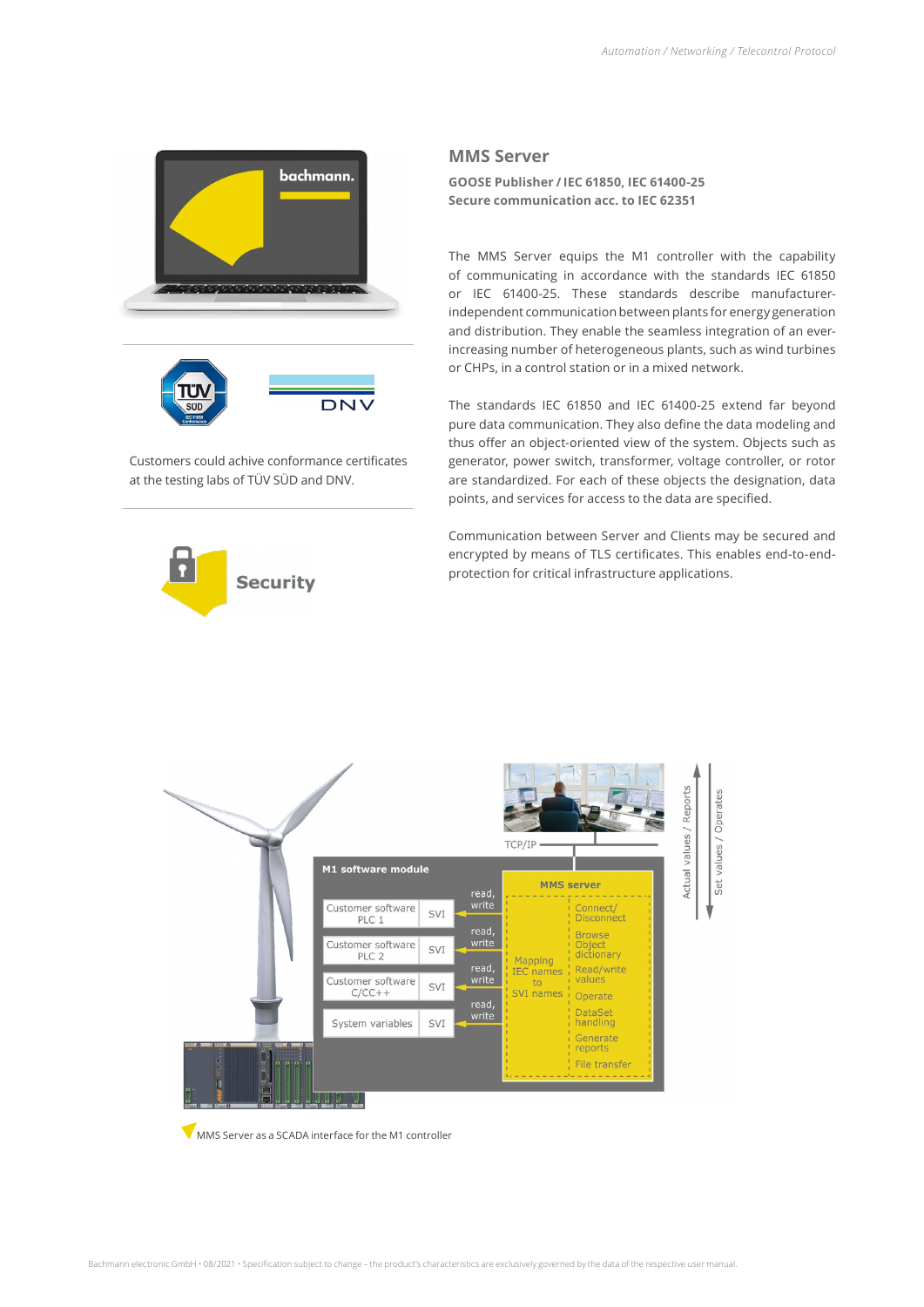## MMS Server

**GOOSE Publisher / IEC 61850, IEC 61400-25**
**Secure communication acc. to IEC 62351**

The MMS Server equips the M1 controller with the capability of communicating in accordance with the standards IEC 61850 or IEC 61400-25. These standards describe manufacturer-independent communication between plants for energy generation and distribution. They enable the seamless integration of an ever-increasing number of heterogeneous plants, such as wind turbines or CHPs, in a control station or in a mixed network.

The standards IEC 61850 and IEC 61400-25 extend far beyond pure data communication. They also define the data modeling and thus offer an object-oriented view of the system. Objects such as generator, power switch, transformer, voltage controller, or rotor are standardized. For each of these objects the designation, data points, and services for access to the data are specified.

Communication between Server and Clients may be secured and encrypted by means of TLS certificates. This enables end-to-end-protection for critical infrastructure applications.

Customers could achive conformance certificates at the testing labs of TÜV SÜD and DNV.

**Security**

MMS Server as a SCADA interface for the M1 controller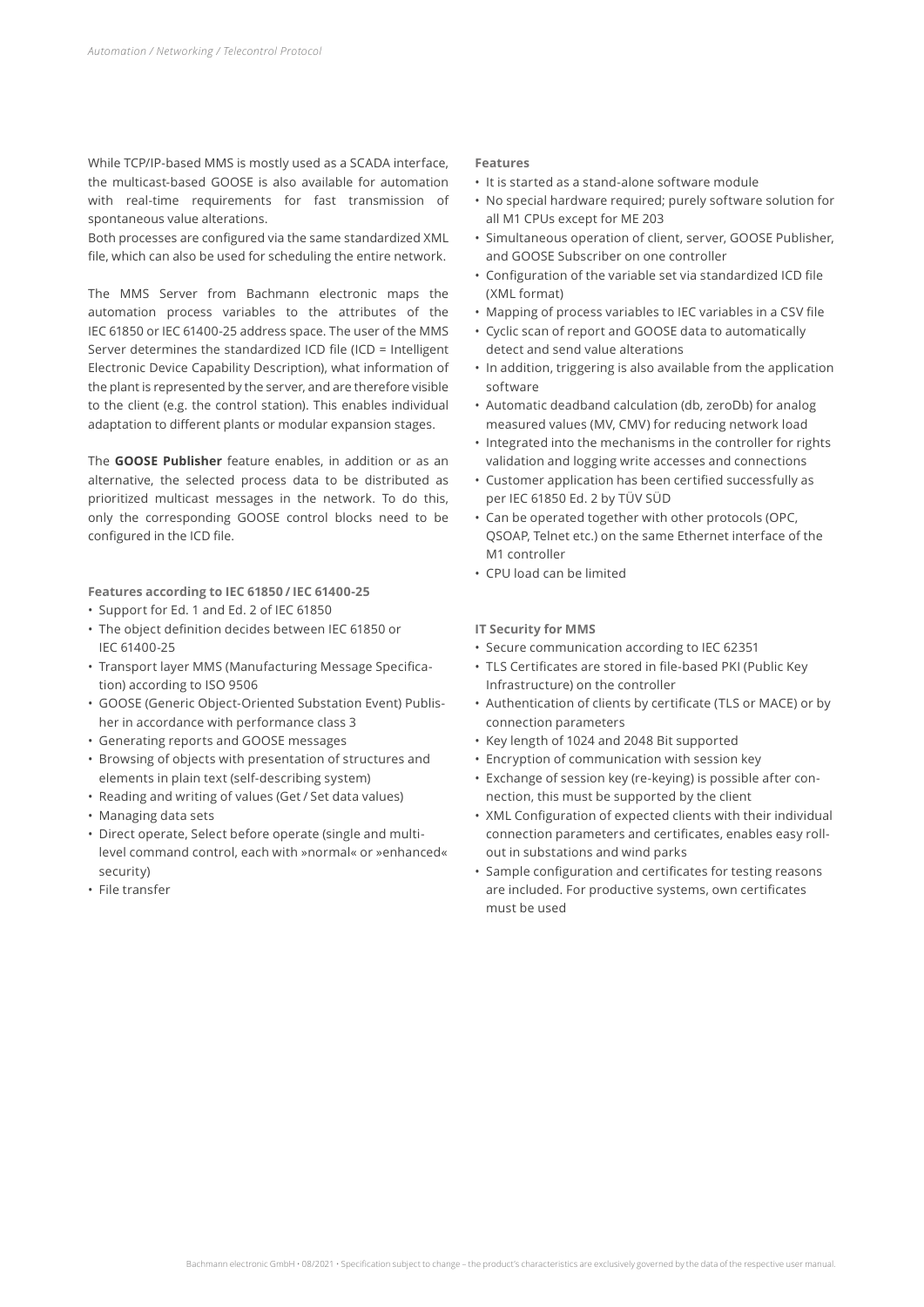While TCP/IP-based MMS is mostly used as a SCADA interface, the multicast-based GOOSE is also available for automation with real-time requirements for fast transmission of spontaneous value alterations.
Both processes are configured via the same standardized XML file, which can also be used for scheduling the entire network.

The MMS Server from Bachmann electronic maps the automation process variables to the attributes of the IEC 61850 or IEC 61400-25 address space. The user of the MMS Server determines the standardized ICD file (ICD = Intelligent Electronic Device Capability Description), what information of the plant is represented by the server, and are therefore visible to the client (e.g. the control station). This enables individual adaptation to different plants or modular expansion stages.

The **GOOSE Publisher** feature enables, in addition or as an alternative, the selected process data to be distributed as prioritized multicast messages in the network. To do this, only the corresponding GOOSE control blocks need to be configured in the ICD file.

**Features according to IEC 61850 / IEC 61400-25**

- Support for Ed. 1 and Ed. 2 of IEC 61850
- The object definition decides between IEC 61850 or IEC 61400-25
- Transport layer MMS (Manufacturing Message Specification) according to ISO 9506
- GOOSE (Generic Object-Oriented Substation Event) Publisher in accordance with performance class 3
- Generating reports and GOOSE messages
- Browsing of objects with presentation of structures and elements in plain text (self-describing system)
- Reading and writing of values (Get / Set data values)
- Managing data sets
- Direct operate, Select before operate (single and multi-level command control, each with »normal« or »enhanced« security)
- File transfer

**Features**

- It is started as a stand-alone software module
- No special hardware required; purely software solution for all M1 CPUs except for ME 203
- Simultaneous operation of client, server, GOOSE Publisher, and GOOSE Subscriber on one controller
- Configuration of the variable set via standardized ICD file (XML format)
- Mapping of process variables to IEC variables in a CSV file
- Cyclic scan of report and GOOSE data to automatically detect and send value alterations
- In addition, triggering is also available from the application software
- Automatic deadband calculation (db, zeroDb) for analog measured values (MV, CMV) for reducing network load
- Integrated into the mechanisms in the controller for rights validation and logging write accesses and connections
- Customer application has been certified successfully as per IEC 61850 Ed. 2 by TÜV SÜD
- Can be operated together with other protocols (OPC, QSOAP, Telnet etc.) on the same Ethernet interface of the M1 controller
- CPU load can be limited

**IT Security for MMS**

- Secure communication according to IEC 62351
- TLS Certificates are stored in file-based PKI (Public Key Infrastructure) on the controller
- Authentication of clients by certificate (TLS or MACE) or by connection parameters
- Key length of 1024 and 2048 Bit supported
- Encryption of communication with session key
- Exchange of session key (re-keying) is possible after connection, this must be supported by the client
- XML Configuration of expected clients with their individual connection parameters and certificates, enables easy roll-out in substations and wind parks
- Sample configuration and certificates for testing reasons are included. For productive systems, own certificates must be used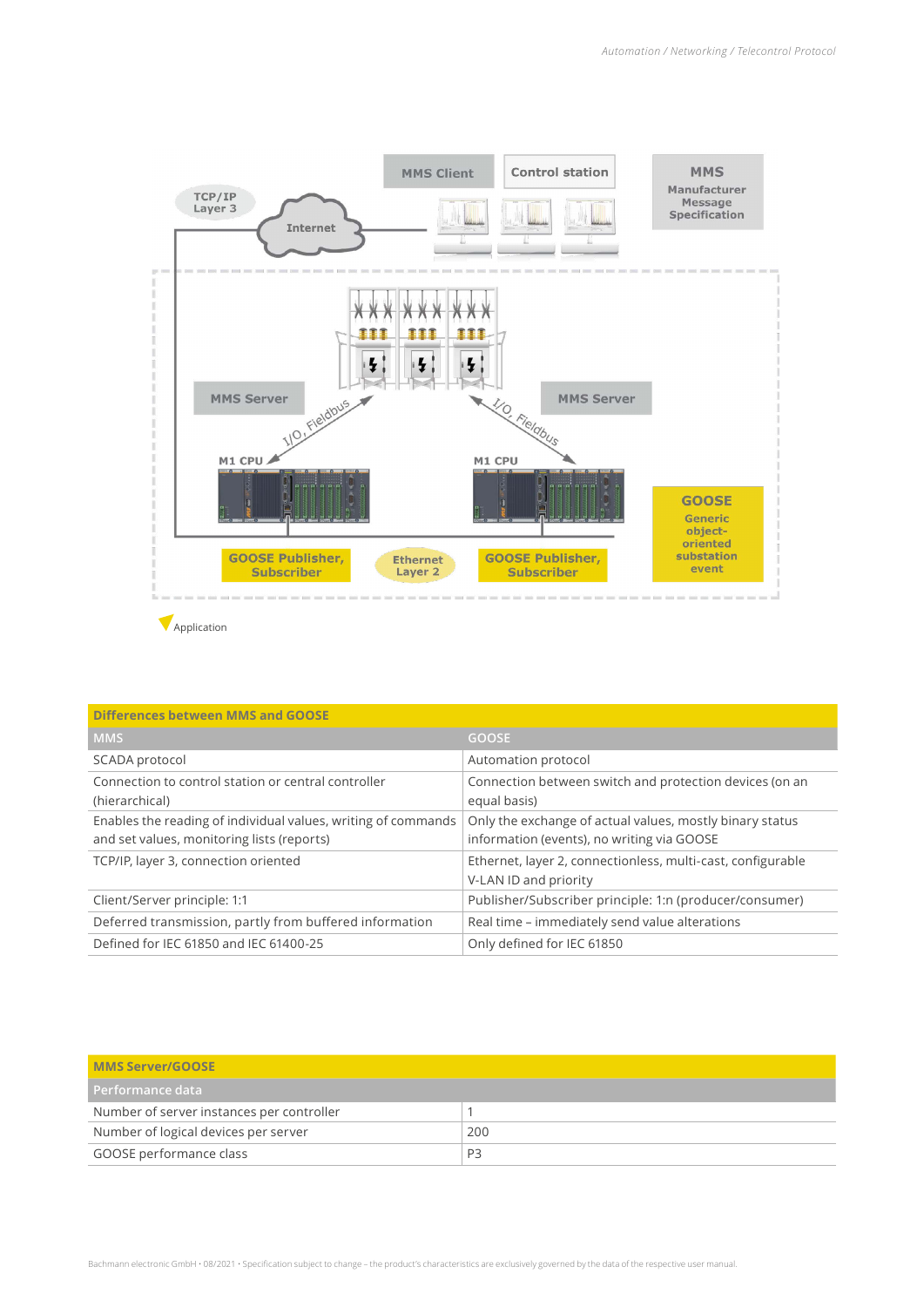MMS Client

Control station

MMS
Manufacturer Message Specification

TCP/IP Layer 3

Internet

MMS Server

MMS Server

I/O, Fieldbus

I/O, Fieldbus

M1 CPU

M1 CPU

GOOSE
Generic object-oriented substation event

GOOSE Publisher, Subscriber

Ethernet Layer 2

GOOSE Publisher, Subscriber

Application

| Differences between MMS and GOOSE | |
|---|---|
| MMS | GOOSE |
| SCADA protocol | Automation protocol |
| Connection to control station or central controller (hierarchical) | Connection between switch and protection devices (on an equal basis) |
| Enables the reading of individual values, writing of commands and set values, monitoring lists (reports) | Only the exchange of actual values, mostly binary status information (events), no writing via GOOSE |
| TCP/IP, layer 3, connection oriented | Ethernet, layer 2, connectionless, multi-cast, configurable V-LAN ID and priority |
| Client/Server principle: 1:1 | Publisher/Subscriber principle: 1:n (producer/consumer) |
| Deferred transmission, partly from buffered information | Real time – immediately send value alterations |
| Defined for IEC 61850 and IEC 61400-25 | Only defined for IEC 61850 |

| MMS Server/GOOSE | |
|---|---|
| Performance data | |
| Number of server instances per controller | 1 |
| Number of logical devices per server | 200 |
| GOOSE performance class | P3 |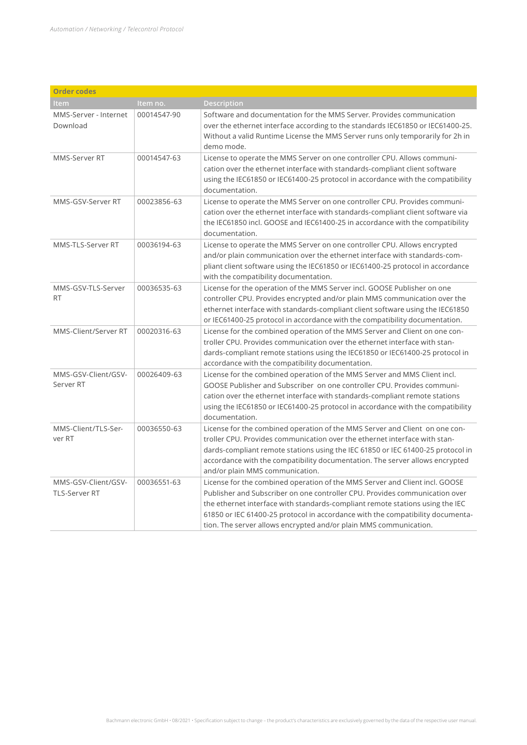**Order codes**

| Item | Item no. | Description |
|---|---|---|
| MMS-Server - Internet Download | 00014547-90 | Software and documentation for the MMS Server. Provides communication over the ethernet interface according to the standards IEC61850 or IEC61400-25. Without a valid Runtime License the MMS Server runs only temporarily for 2h in demo mode. |
| MMS-Server RT | 00014547-63 | License to operate the MMS Server on one controller CPU. Allows communication over the ethernet interface with standards-compliant client software using the IEC61850 or IEC61400-25 protocol in accordance with the compatibility documentation. |
| MMS-GSV-Server RT | 00023856-63 | License to operate the MMS Server on one controller CPU. Provides communication over the ethernet interface with standards-compliant client software via the IEC61850 incl. GOOSE and IEC61400-25 in accordance with the compatibility documentation. |
| MMS-TLS-Server RT | 00036194-63 | License to operate the MMS Server on one controller CPU. Allows encrypted and/or plain communication over the ethernet interface with standards-compliant client software using the IEC61850 or IEC61400-25 protocol in accordance with the compatibility documentation. |
| MMS-GSV-TLS-Server RT | 00036535-63 | License for the operation of the MMS Server incl. GOOSE Publisher on one controller CPU. Provides encrypted and/or plain MMS communication over the ethernet interface with standards-compliant client software using the IEC61850 or IEC61400-25 protocol in accordance with the compatibility documentation. |
| MMS-Client/Server RT | 00020316-63 | License for the combined operation of the MMS Server and Client on one controller CPU. Provides communication over the ethernet interface with standards-compliant remote stations using the IEC61850 or IEC61400-25 protocol in accordance with the compatibility documentation. |
| MMS-GSV-Client/GSV-Server RT | 00026409-63 | License for the combined operation of the MMS Server and MMS Client incl. GOOSE Publisher and Subscriber on one controller CPU. Provides communication over the ethernet interface with standards-compliant remote stations using the IEC61850 or IEC61400-25 protocol in accordance with the compatibility documentation. |
| MMS-Client/TLS-Server RT | 00036550-63 | License for the combined operation of the MMS Server and Client on one controller CPU. Provides communication over the ethernet interface with standards-compliant remote stations using the IEC 61850 or IEC 61400-25 protocol in accordance with the compatibility documentation. The server allows encrypted and/or plain MMS communication. |
| MMS-GSV-Client/GSV-TLS-Server RT | 00036551-63 | License for the combined operation of the MMS Server and Client incl. GOOSE Publisher and Subscriber on one controller CPU. Provides communication over the ethernet interface with standards-compliant remote stations using the IEC 61850 or IEC 61400-25 protocol in accordance with the compatibility documentation. The server allows encrypted and/or plain MMS communication. |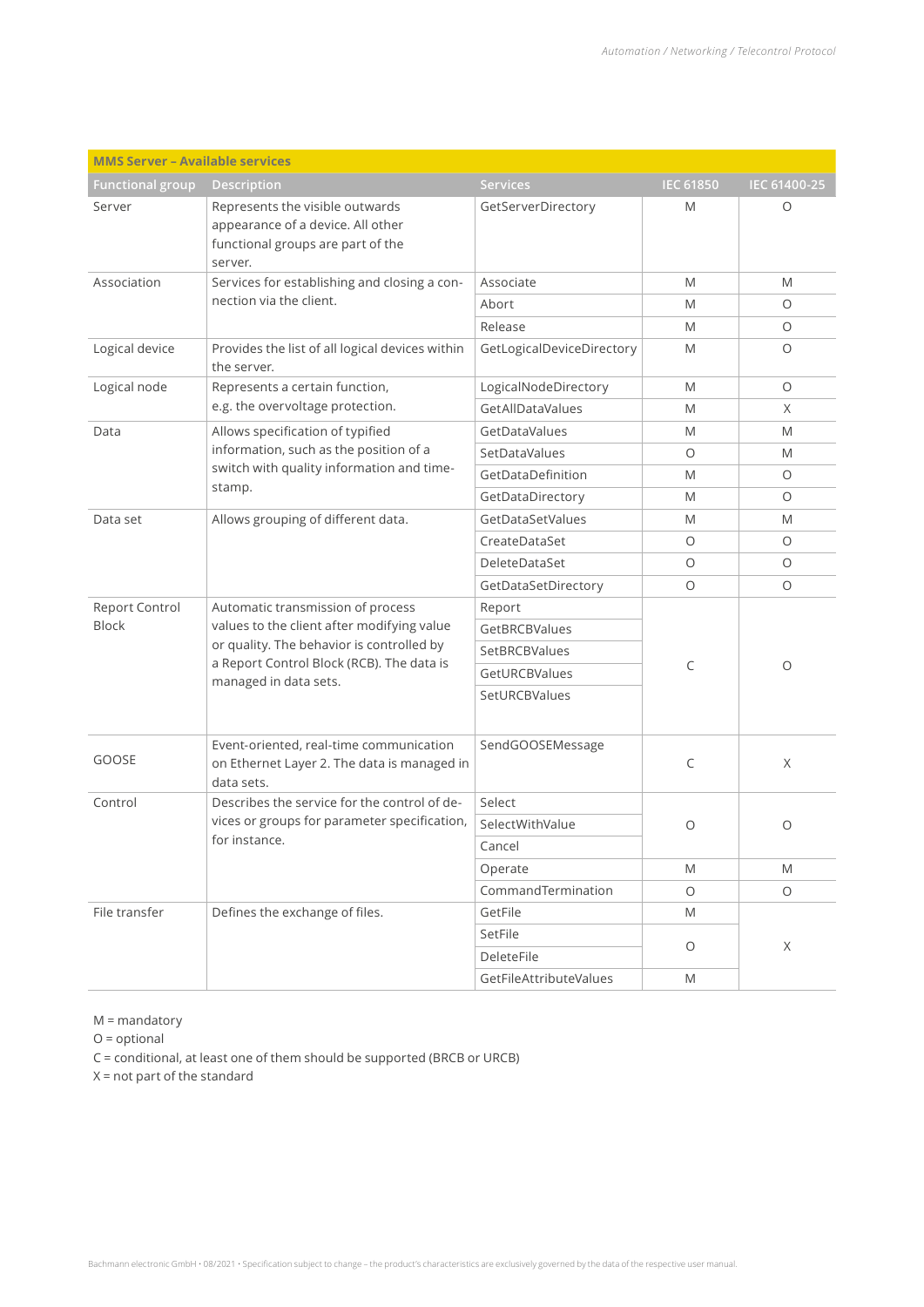| MMS Server – Available services | | | | |
|---|---|---|---|---|
| **Functional group** | **Description** | **Services** | **IEC 61850** | **IEC 61400-25** |
| Server | Represents the visible outwards appearance of a device. All other functional groups are part of the server. | GetServerDirectory | M | O |
| Association | Services for establishing and closing a connection via the client. | Associate | M | M |
| | | Abort | M | O |
| | | Release | M | O |
| Logical device | Provides the list of all logical devices within the server. | GetLogicalDeviceDirectory | M | O |
| Logical node | Represents a certain function, e.g. the overvoltage protection. | LogicalNodeDirectory | M | O |
| | | GetAllDataValues | M | X |
| Data | Allows specification of typified information, such as the position of a switch with quality information and time-stamp. | GetDataValues | M | M |
| | | SetDataValues | O | M |
| | | GetDataDefinition | M | O |
| | | GetDataDirectory | M | O |
| Data set | Allows grouping of different data. | GetDataSetValues | M | M |
| | | CreateDataSet | O | O |
| | | DeleteDataSet | O | O |
| | | GetDataSetDirectory | O | O |
| Report Control Block | Automatic transmission of process values to the client after modifying value or quality. The behavior is controlled by a Report Control Block (RCB). The data is managed in data sets. | Report | C | O |
| | | GetBRCBValues | | |
| | | SetBRCBValues | | |
| | | GetURCBValues | | |
| | | SetURCBValues | | |
| GOOSE | Event-oriented, real-time communication on Ethernet Layer 2. The data is managed in data sets. | SendGOOSEMessage | C | X |
| Control | Describes the service for the control of devices or groups for parameter specification, for instance. | Select | O | O |
| | | SelectWithValue | | |
| | | Cancel | | |
| | | Operate | M | M |
| | | CommandTermination | O | O |
| File transfer | Defines the exchange of files. | GetFile | M | X |
| | | SetFile | O | |
| | | DeleteFile | | |
| | | GetFileAttributeValues | M | |

M = mandatory
O = optional
C = conditional, at least one of them should be supported (BRCB or URCB)
X = not part of the standard